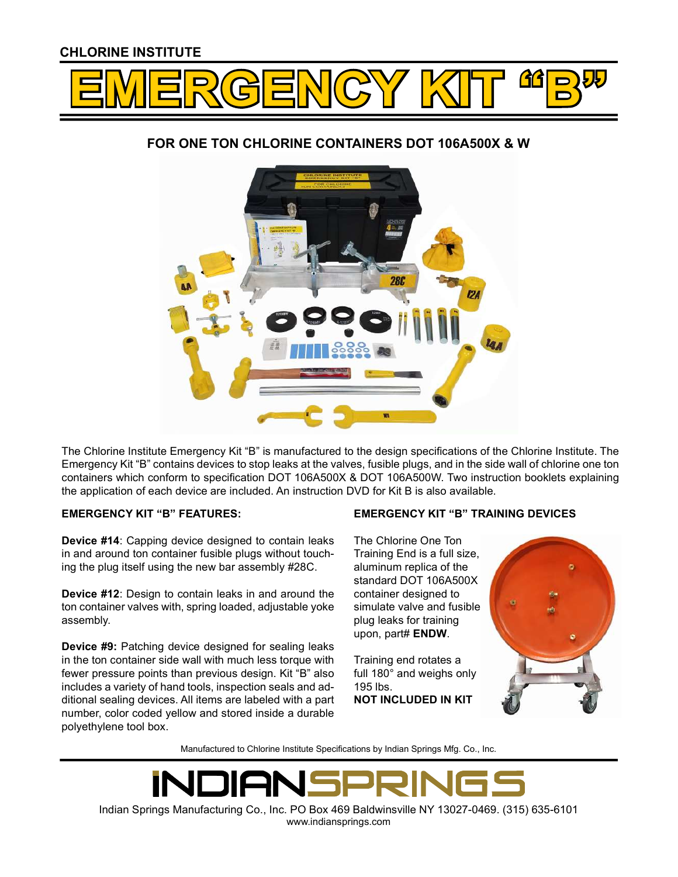CHLORINE INSTITUTE

# EMERGENCY KIT "B"

## FOR ONE TON CHLORINE CONTAINERS DOT 106A500X & W

The Chlorine Institute Emergency Kit "B" is manufactured to the design specifications of the Chlorine Institute. The Emergency Kit "B" contains devices to stop leaks at the valves, fusible plugs, and in the side wall of chlorine one ton containers which conform to specification DOT 106A500X & DOT 106A500W. Two instruction booklets explaining the application of each device are included. An instruction DVD for Kit B is also available.

### EMERGENCY KIT "B" FEATURES:

**Device #14**: Capping device designed to contain leaks in and around ton container fusible plugs without touching the plug itself using the new bar assembly #28C.

**Device #12**: Design to contain leaks in and around the ton container valves with, spring loaded, adjustable yoke assembly.

**Device #9:** Patching device designed for sealing leaks in the ton container side wall with much less torque with fewer pressure points than previous design. Kit "B" also includes a variety of hand tools, inspection seals and additional sealing devices. All items are labeled with a part number, color coded yellow and stored inside a durable polyethylene tool box.

### EMERGENCY KIT "B" TRAINING DEVICES

The Chlorine One Ton Training End is a full size, aluminum replica of the standard DOT 106A500X container designed to simulate valve and fusible plug leaks for training upon, part# **ENDW**.

Training end rotates a full 180° and weighs only 195 lbs.
**NOT INCLUDED IN KIT**

Manufactured to Chlorine Institute Specifications by Indian Springs Mfg. Co., Inc.

INDIANSPRINGS

Indian Springs Manufacturing Co., Inc. PO Box 469 Baldwinsville NY 13027-0469. (315) 635-6101
www.indiansprings.com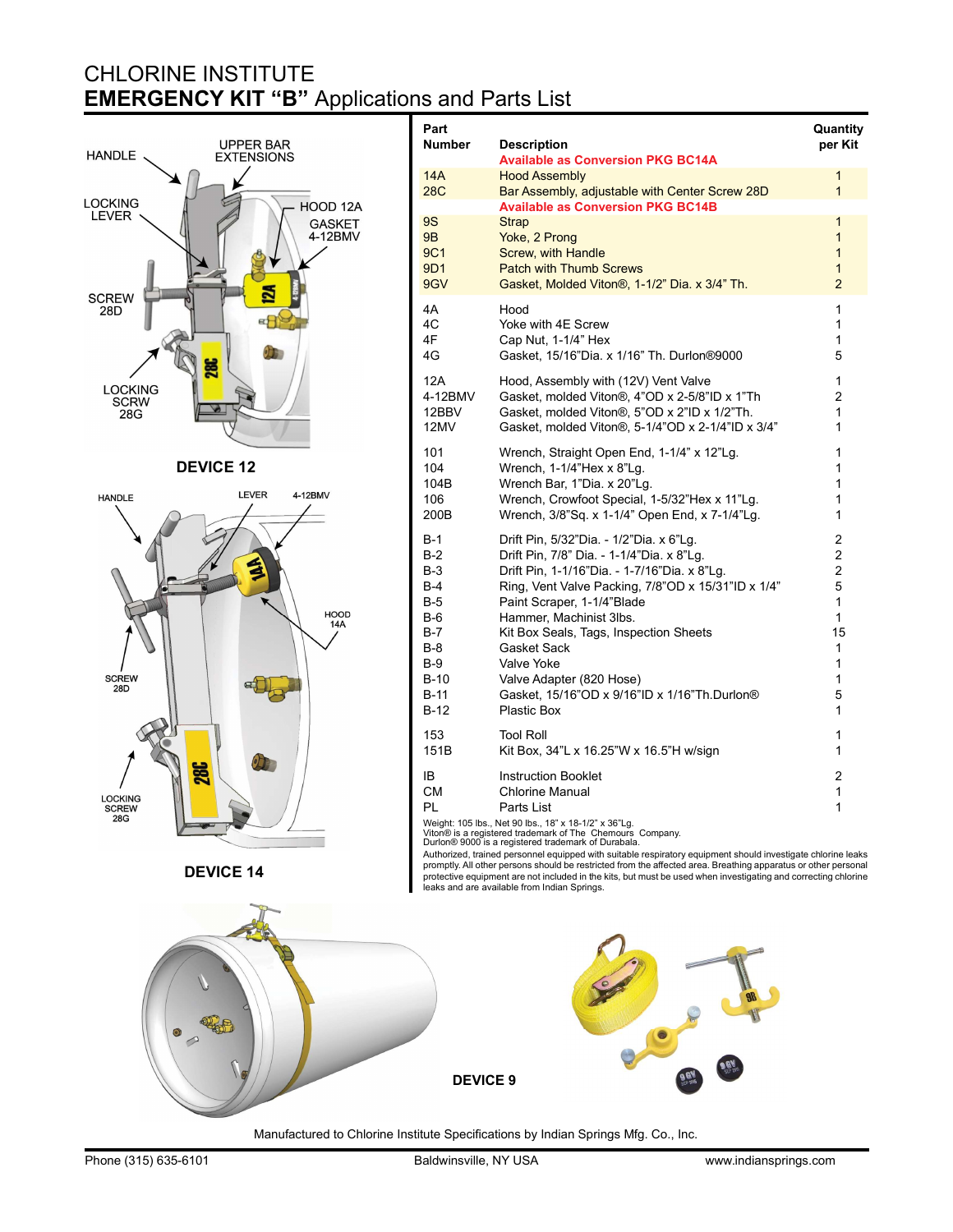# CHLORINE INSTITUTE
## EMERGENCY KIT "B" Applications and Parts List

HANDLE
UPPER BAR EXTENSIONS
LOCKING LEVER
HOOD 12A
GASKET 4-12BMV
SCREW 28D
LOCKING SCRW 28G

**DEVICE 12**

HANDLE
LEVER
4-12BMV
HOOD 14A
SCREW 28D
LOCKING SCREW 28G

**DEVICE 14**

| Part Number | Description | Quantity per Kit |
|---|---|---|
| | Available as Conversion PKG BC14A | |
| 14A | Hood Assembly | 1 |
| 28C | Bar Assembly, adjustable with Center Screw 28D | 1 |
| | Available as Conversion PKG BC14B | |
| 9S | Strap | 1 |
| 9B | Yoke, 2 Prong | 1 |
| 9C1 | Screw, with Handle | 1 |
| 9D1 | Patch with Thumb Screws | 1 |
| 9GV | Gasket, Molded Viton®, 1-1/2" Dia. x 3/4" Th. | 2 |
| 4A | Hood | 1 |
| 4C | Yoke with 4E Screw | 1 |
| 4F | Cap Nut, 1-1/4" Hex | 1 |
| 4G | Gasket, 15/16"Dia. x 1/16" Th. Durlon®9000 | 5 |
| 12A | Hood, Assembly with (12V) Vent Valve | 1 |
| 4-12BMV | Gasket, molded Viton®, 4"OD x 2-5/8"ID x 1"Th | 2 |
| 12BBV | Gasket, molded Viton®, 5"OD x 2"ID x 1/2"Th. | 1 |
| 12MV | Gasket, molded Viton®, 5-1/4"OD x 2-1/4"ID x 3/4" | 1 |
| 101 | Wrench, Straight Open End, 1-1/4" x 12"Lg. | 1 |
| 104 | Wrench, 1-1/4"Hex x 8"Lg. | 1 |
| 104B | Wrench Bar, 1"Dia. x 20"Lg. | 1 |
| 106 | Wrench, Crowfoot Special, 1-5/32"Hex x 11"Lg. | 1 |
| 200B | Wrench, 3/8"Sq. x 1-1/4" Open End, x 7-1/4"Lg. | 1 |
| B-1 | Drift Pin, 5/32"Dia. - 1/2"Dia. x 6"Lg. | 2 |
| B-2 | Drift Pin, 7/8" Dia. - 1-1/4"Dia. x 8"Lg. | 2 |
| B-3 | Drift Pin, 1-1/16"Dia. - 1-7/16"Dia. x 8"Lg. | 2 |
| B-4 | Ring, Vent Valve Packing, 7/8"OD x 15/31"ID x 1/4" | 5 |
| B-5 | Paint Scraper, 1-1/4"Blade | 1 |
| B-6 | Hammer, Machinist 3lbs. | 1 |
| B-7 | Kit Box Seals, Tags, Inspection Sheets | 15 |
| B-8 | Gasket Sack | 1 |
| B-9 | Valve Yoke | 1 |
| B-10 | Valve Adapter (820 Hose) | 1 |
| B-11 | Gasket, 15/16"OD x 9/16"ID x 1/16"Th.Durlon® | 5 |
| B-12 | Plastic Box | 1 |
| 153 | Tool Roll | 1 |
| 151B | Kit Box, 34"L x 16.25"W x 16.5"H w/sign | 1 |
| IB | Instruction Booklet | 2 |
| CM | Chlorine Manual | 1 |
| PL | Parts List | 1 |

Weight: 105 lbs., Net 90 lbs., 18" x 18-1/2" x 36"Lg.
Viton® is a registered trademark of The Chemours Company.
Durlon® 9000 is a registered trademark of Durabala.

Authorized, trained personnel equipped with suitable respiratory equipment should investigate chlorine leaks promptly. All other persons should be restricted from the affected area. Breathing apparatus or other personal protective equipment are not included in the kits, but must be used when investigating and correcting chlorine leaks and are available from Indian Springs.

**DEVICE 9**

Manufactured to Chlorine Institute Specifications by Indian Springs Mfg. Co., Inc.

Phone (315) 635-6101 Baldwinsville, NY USA www.indiansprings.com